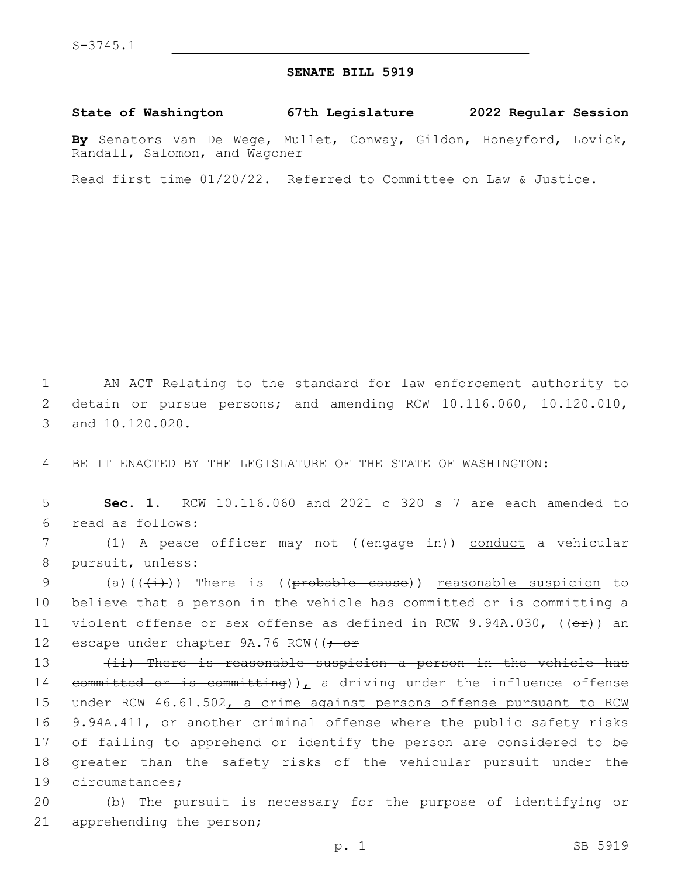S-3745.1

# SENATE BILL 5919

**State of Washington 67th Legislature 2022 Regular Session**

**By** Senators Van De Wege, Mullet, Conway, Gildon, Honeyford, Lovick, Randall, Salomon, and Wagoner

Read first time 01/20/22. Referred to Committee on Law & Justice.

AN ACT Relating to the standard for law enforcement authority to detain or pursue persons; and amending RCW 10.116.060, 10.120.010, and 10.120.020.

BE IT ENACTED BY THE LEGISLATURE OF THE STATE OF WASHINGTON:

**Sec. 1.** RCW 10.116.060 and 2021 c 320 s 7 are each amended to read as follows:

(1) A peace officer may not ((~~engage in~~)) <u>conduct</u> a vehicular pursuit, unless:

(a)((~~(i)~~)) There is ((~~probable cause~~)) <u>reasonable suspicion</u> to believe that a person in the vehicle has committed or is committing a violent offense or sex offense as defined in RCW 9.94A.030, ((~~or~~)) an escape under chapter 9A.76 RCW((~~; or~~

~~(ii) There is reasonable suspicion a person in the vehicle has committed or is committing~~))<u>,</u> a driving under the influence offense under RCW 46.61.502<u>, a crime against persons offense pursuant to RCW 9.94A.411, or another criminal offense where the public safety risks of failing to apprehend or identify the person are considered to be greater than the safety risks of the vehicular pursuit under the circumstances</u>;

(b) The pursuit is necessary for the purpose of identifying or apprehending the person;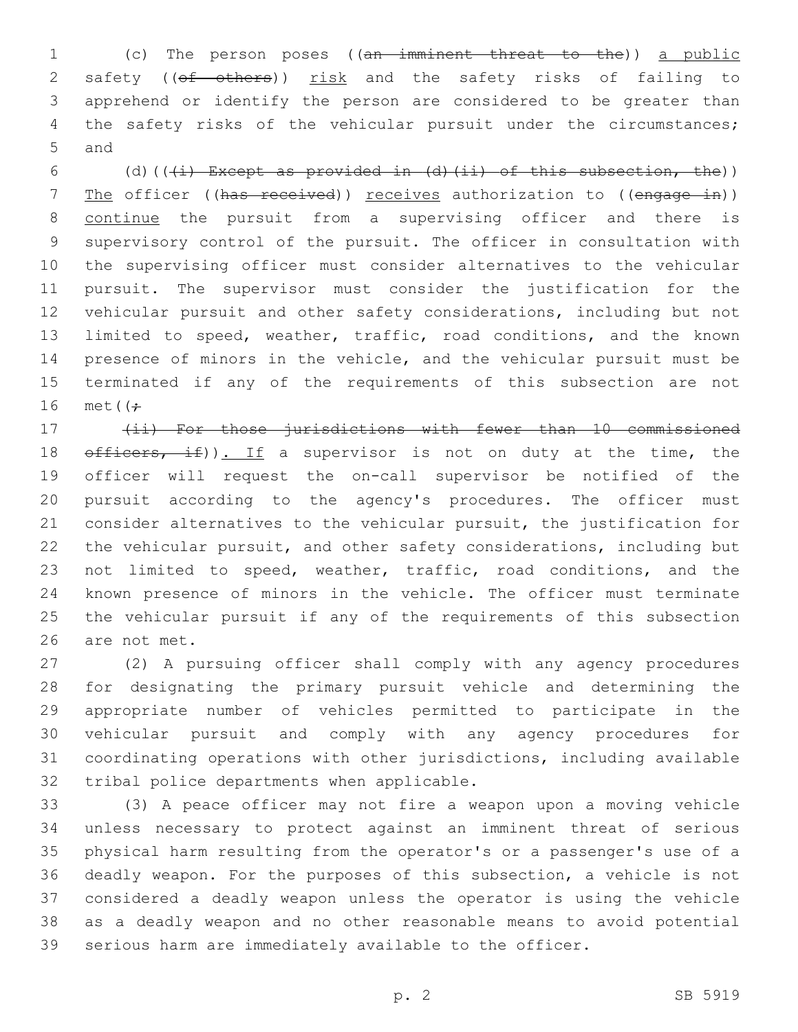(c) The person poses ((~~an imminent threat to the~~)) <u>a public</u> safety ((~~of others~~)) <u>risk</u> and the safety risks of failing to apprehend or identify the person are considered to be greater than the safety risks of the vehicular pursuit under the circumstances; and

(d)((~~(i) Except as provided in (d)(ii) of this subsection, the~~)) <u>The</u> officer ((~~has received~~)) <u>receives</u> authorization to ((~~engage in~~)) <u>continue</u> the pursuit from a supervising officer and there is supervisory control of the pursuit. The officer in consultation with the supervising officer must consider alternatives to the vehicular pursuit. The supervisor must consider the justification for the vehicular pursuit and other safety considerations, including but not limited to speed, weather, traffic, road conditions, and the known presence of minors in the vehicle, and the vehicular pursuit must be terminated if any of the requirements of this subsection are not met((~~;~~

~~(ii) For those jurisdictions with fewer than 10 commissioned officers, if~~))<u>. If</u> a supervisor is not on duty at the time, the officer will request the on-call supervisor be notified of the pursuit according to the agency's procedures. The officer must consider alternatives to the vehicular pursuit, the justification for the vehicular pursuit, and other safety considerations, including but not limited to speed, weather, traffic, road conditions, and the known presence of minors in the vehicle. The officer must terminate the vehicular pursuit if any of the requirements of this subsection are not met.

(2) A pursuing officer shall comply with any agency procedures for designating the primary pursuit vehicle and determining the appropriate number of vehicles permitted to participate in the vehicular pursuit and comply with any agency procedures for coordinating operations with other jurisdictions, including available tribal police departments when applicable.

(3) A peace officer may not fire a weapon upon a moving vehicle unless necessary to protect against an imminent threat of serious physical harm resulting from the operator's or a passenger's use of a deadly weapon. For the purposes of this subsection, a vehicle is not considered a deadly weapon unless the operator is using the vehicle as a deadly weapon and no other reasonable means to avoid potential serious harm are immediately available to the officer.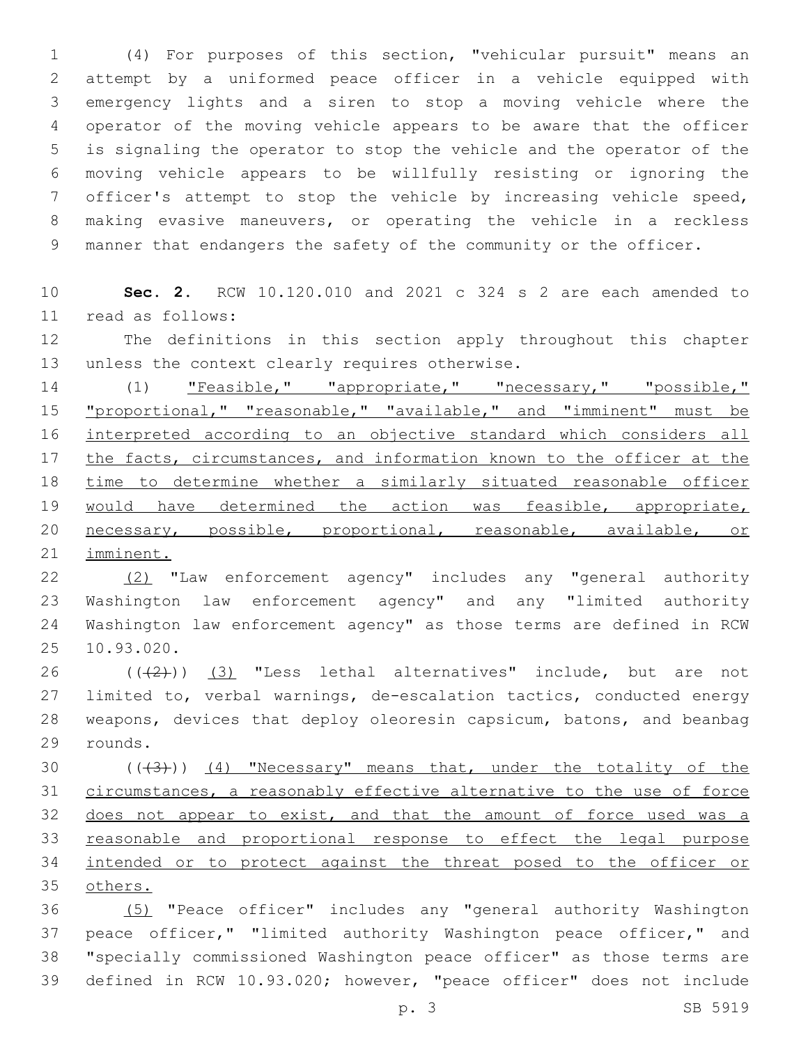(4) For purposes of this section, "vehicular pursuit" means an attempt by a uniformed peace officer in a vehicle equipped with emergency lights and a siren to stop a moving vehicle where the operator of the moving vehicle appears to be aware that the officer is signaling the operator to stop the vehicle and the operator of the moving vehicle appears to be willfully resisting or ignoring the officer's attempt to stop the vehicle by increasing vehicle speed, making evasive maneuvers, or operating the vehicle in a reckless manner that endangers the safety of the community or the officer.

**Sec. 2.** RCW 10.120.010 and 2021 c 324 s 2 are each amended to read as follows:

The definitions in this section apply throughout this chapter unless the context clearly requires otherwise.

(1) <u>"Feasible," "appropriate," "necessary," "possible," "proportional," "reasonable," "available," and "imminent" must be interpreted according to an objective standard which considers all the facts, circumstances, and information known to the officer at the time to determine whether a similarly situated reasonable officer would have determined the action was feasible, appropriate, necessary, possible, proportional, reasonable, available, or imminent.</u>

<u>(2)</u> "Law enforcement agency" includes any "general authority Washington law enforcement agency" and any "limited authority Washington law enforcement agency" as those terms are defined in RCW 10.93.020.

~~((2))~~ <u>(3)</u> "Less lethal alternatives" include, but are not limited to, verbal warnings, de-escalation tactics, conducted energy weapons, devices that deploy oleoresin capsicum, batons, and beanbag rounds.

~~((3))~~ <u>(4) "Necessary" means that, under the totality of the circumstances, a reasonably effective alternative to the use of force does not appear to exist, and that the amount of force used was a reasonable and proportional response to effect the legal purpose intended or to protect against the threat posed to the officer or others.</u>

<u>(5)</u> "Peace officer" includes any "general authority Washington peace officer," "limited authority Washington peace officer," and "specially commissioned Washington peace officer" as those terms are defined in RCW 10.93.020; however, "peace officer" does not include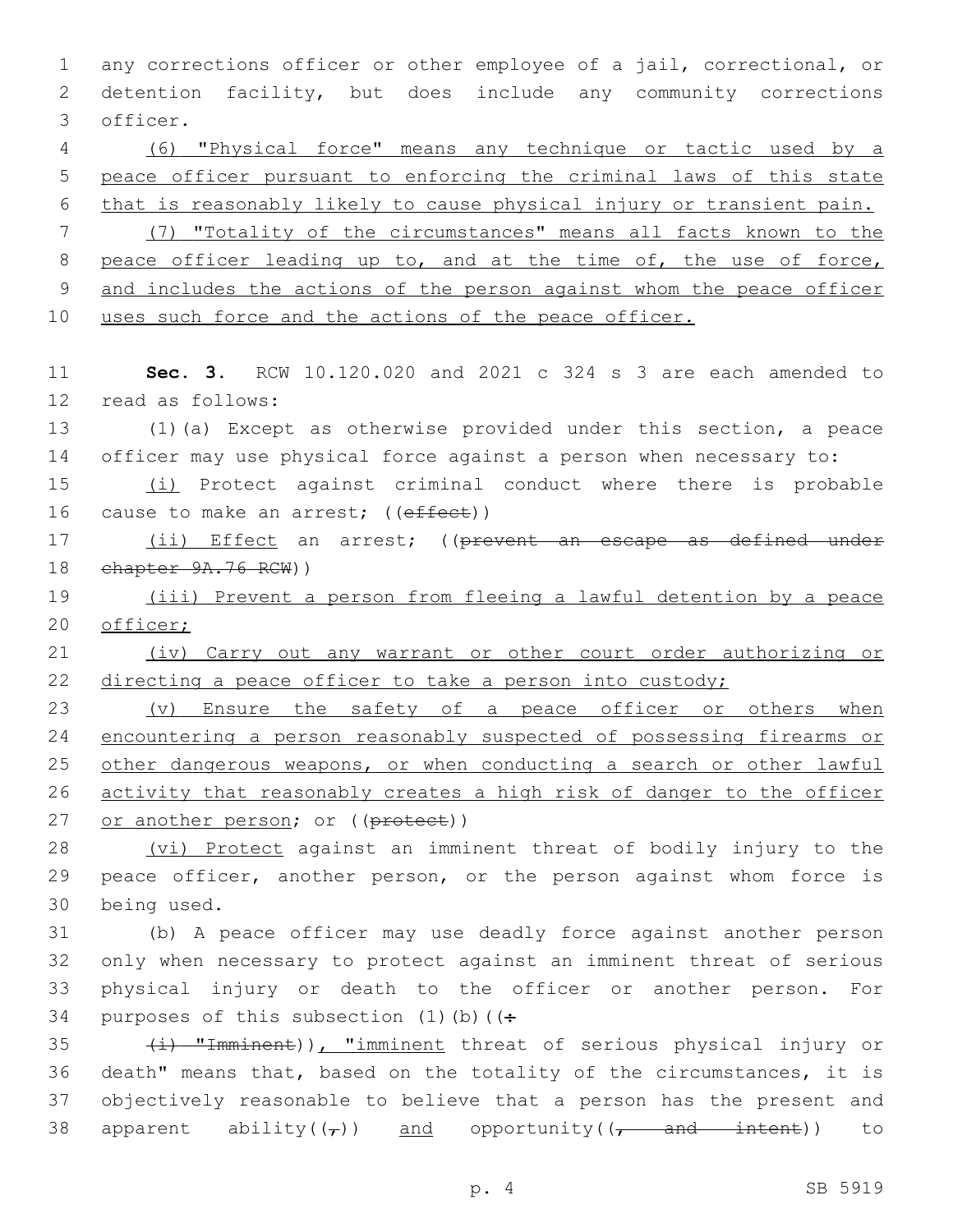any corrections officer or other employee of a jail, correctional, or detention facility, but does include any community corrections officer.

<u>(6) "Physical force" means any technique or tactic used by a peace officer pursuant to enforcing the criminal laws of this state that is reasonably likely to cause physical injury or transient pain.</u>

<u>(7) "Totality of the circumstances" means all facts known to the peace officer leading up to, and at the time of, the use of force, and includes the actions of the person against whom the peace officer uses such force and the actions of the peace officer.</u>

**Sec. 3.** RCW 10.120.020 and 2021 c 324 s 3 are each amended to read as follows:

(1)(a) Except as otherwise provided under this section, a peace officer may use physical force against a person when necessary to:

<u>(i)</u> Protect against criminal conduct where there is probable cause to make an arrest; ((~~effect~~))

<u>(ii) Effect</u> an arrest; ((~~prevent an escape as defined under chapter 9A.76 RCW~~))

<u>(iii) Prevent a person from fleeing a lawful detention by a peace officer;</u>

<u>(iv) Carry out any warrant or other court order authorizing or directing a peace officer to take a person into custody;</u>

<u>(v) Ensure the safety of a peace officer or others when encountering a person reasonably suspected of possessing firearms or other dangerous weapons, or when conducting a search or other lawful activity that reasonably creates a high risk of danger to the officer or another person</u>; or ((~~protect~~))

<u>(vi) Protect</u> against an imminent threat of bodily injury to the peace officer, another person, or the person against whom force is being used.

(b) A peace officer may use deadly force against another person only when necessary to protect against an imminent threat of serious physical injury or death to the officer or another person. For purposes of this subsection (1)(b)((~~:~~

~~(i) "Imminent~~))<u>, "imminent</u> threat of serious physical injury or death" means that, based on the totality of the circumstances, it is objectively reasonable to believe that a person has the present and apparent ability((~~,~~)) <u>and</u> opportunity((~~, and intent~~)) to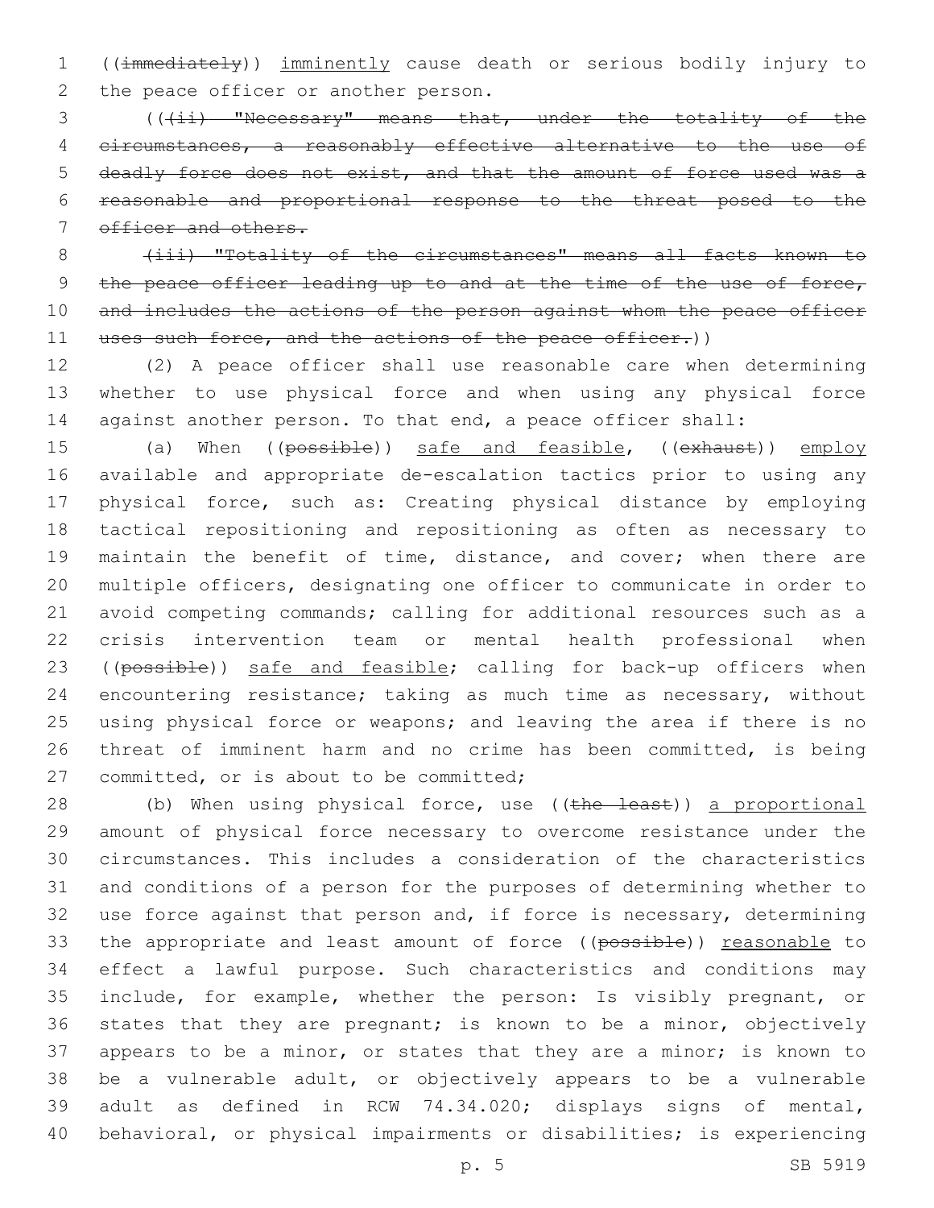((~~immediately~~)) imminently cause death or serious bodily injury to the peace officer or another person.

((~~(ii) "Necessary" means that, under the totality of the circumstances, a reasonably effective alternative to the use of deadly force does not exist, and that the amount of force used was a reasonable and proportional response to the threat posed to the officer and others.~~

~~(iii) "Totality of the circumstances" means all facts known to the peace officer leading up to and at the time of the use of force, and includes the actions of the person against whom the peace officer uses such force, and the actions of the peace officer.~~))

(2) A peace officer shall use reasonable care when determining whether to use physical force and when using any physical force against another person. To that end, a peace officer shall:

(a) When ((~~possible~~)) safe and feasible, ((~~exhaust~~)) employ available and appropriate de-escalation tactics prior to using any physical force, such as: Creating physical distance by employing tactical repositioning and repositioning as often as necessary to maintain the benefit of time, distance, and cover; when there are multiple officers, designating one officer to communicate in order to avoid competing commands; calling for additional resources such as a crisis intervention team or mental health professional when ((~~possible~~)) safe and feasible; calling for back-up officers when encountering resistance; taking as much time as necessary, without using physical force or weapons; and leaving the area if there is no threat of imminent harm and no crime has been committed, is being committed, or is about to be committed;

(b) When using physical force, use ((~~the least~~)) a proportional amount of physical force necessary to overcome resistance under the circumstances. This includes a consideration of the characteristics and conditions of a person for the purposes of determining whether to use force against that person and, if force is necessary, determining the appropriate and least amount of force ((~~possible~~)) reasonable to effect a lawful purpose. Such characteristics and conditions may include, for example, whether the person: Is visibly pregnant, or states that they are pregnant; is known to be a minor, objectively appears to be a minor, or states that they are a minor; is known to be a vulnerable adult, or objectively appears to be a vulnerable adult as defined in RCW 74.34.020; displays signs of mental, behavioral, or physical impairments or disabilities; is experiencing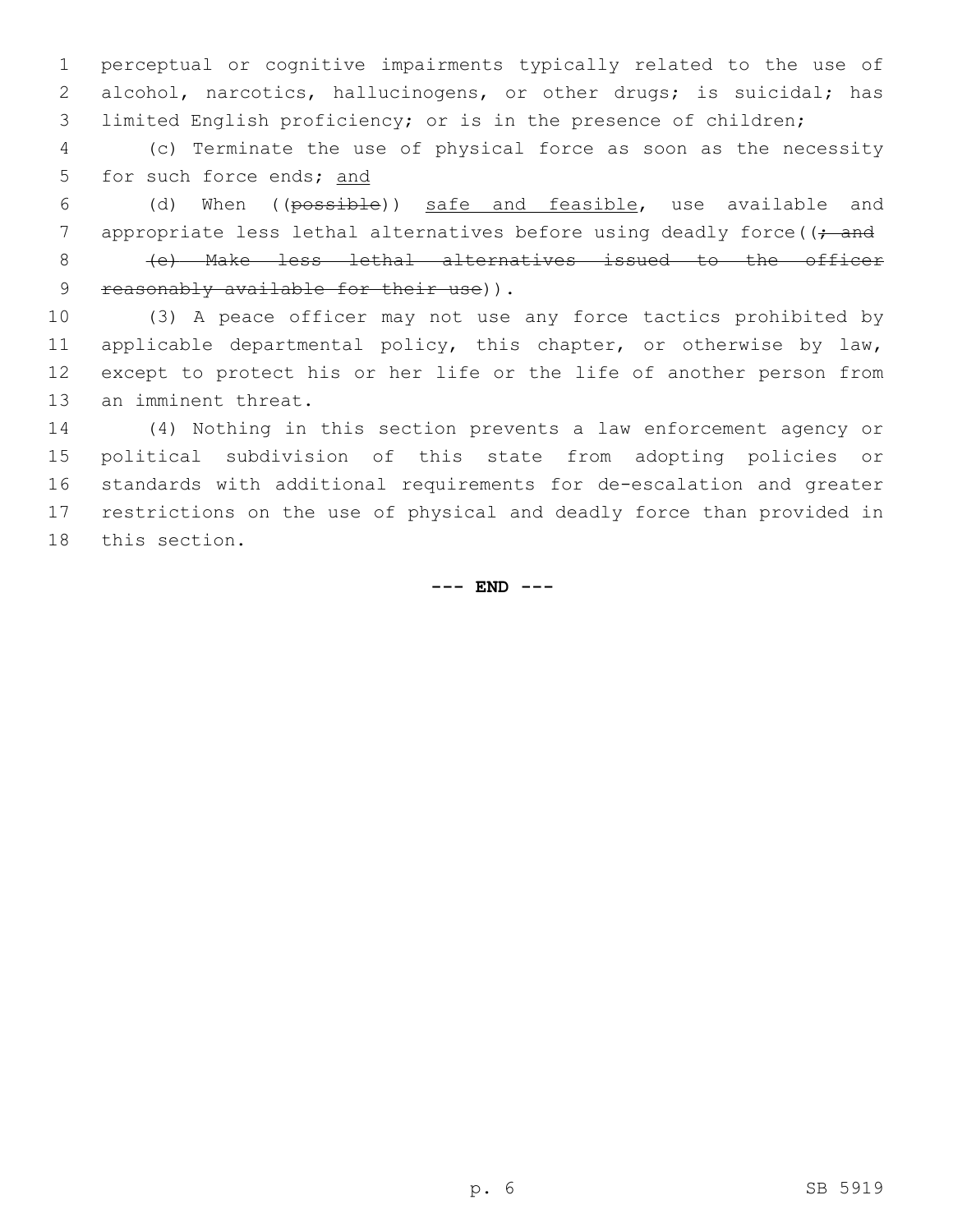perceptual or cognitive impairments typically related to the use of alcohol, narcotics, hallucinogens, or other drugs; is suicidal; has limited English proficiency; or is in the presence of children;

(c) Terminate the use of physical force as soon as the necessity for such force ends; <u>and</u>

(d) When ((~~possible~~)) <u>safe and feasible</u>, use available and appropriate less lethal alternatives before using deadly force((~~; and~~

~~(e) Make less lethal alternatives issued to the officer reasonably available for their use~~)).

(3) A peace officer may not use any force tactics prohibited by applicable departmental policy, this chapter, or otherwise by law, except to protect his or her life or the life of another person from an imminent threat.

(4) Nothing in this section prevents a law enforcement agency or political subdivision of this state from adopting policies or standards with additional requirements for de-escalation and greater restrictions on the use of physical and deadly force than provided in this section.

**--- END ---**